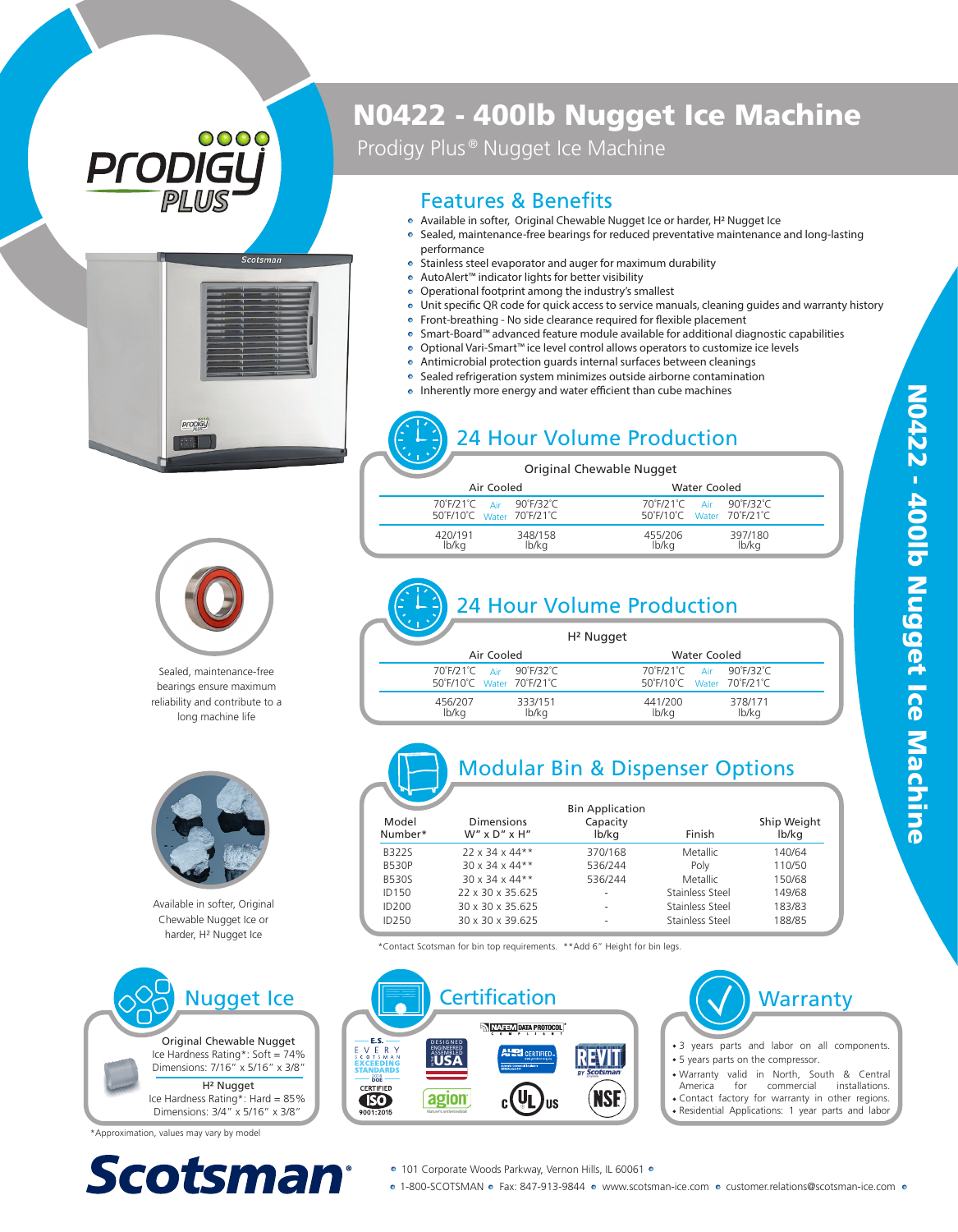# N0422 - 400lb Nugget Ice Machine

Prodigy Plus® Nugget Ice Machine

## Features & Benefits

- Available in softer, Original Chewable Nugget Ice or harder, H² Nugget Ice
- Sealed, maintenance-free bearings for reduced preventative maintenance and long-lasting performance
- Stainless steel evaporator and auger for maximum durability
- AutoAlert™ indicator lights for better visibility
- Operational footprint among the industry's smallest
- Unit specific QR code for quick access to service manuals, cleaning guides and warranty history
- Front-breathing - No side clearance required for flexible placement
- Smart-Board™ advanced feature module available for additional diagnostic capabilities
- Optional Vari-Smart™ ice level control allows operators to customize ice levels
- Antimicrobial protection guards internal surfaces between cleanings
- Sealed refrigeration system minimizes outside airborne contamination
- Inherently more energy and water efficient than cube machines

Sealed, maintenance-free bearings ensure maximum reliability and contribute to a long machine life

Available in softer, Original Chewable Nugget Ice or harder, H² Nugget Ice

## 24 Hour Volume Production

Original Chewable Nugget

| Air Cooled | | Water Cooled | |
|---|---|---|---|
| 70˚F/21˚C Air / 50˚F/10˚C Water | 90˚F/32˚C Air / 70˚F/21˚C Water | 70˚F/21˚C Air / 50˚F/10˚C Water | 90˚F/32˚C Air / 70˚F/21˚C Water |
| 420/191 lb/kg | 348/158 lb/kg | 455/206 lb/kg | 397/180 lb/kg |

## 24 Hour Volume Production

H² Nugget

| Air Cooled | | Water Cooled | |
|---|---|---|---|
| 70˚F/21˚C Air / 50˚F/10˚C Water | 90˚F/32˚C Air / 70˚F/21˚C Water | 70˚F/21˚C Air / 50˚F/10˚C Water | 90˚F/32˚C Air / 70˚F/21˚C Water |
| 456/207 lb/kg | 333/151 lb/kg | 441/200 lb/kg | 378/171 lb/kg |

## Modular Bin & Dispenser Options

| Model Number* | Dimensions W" x D" x H" | Bin Application Capacity lb/kg | Finish | Ship Weight lb/kg |
|---|---|---|---|---|
| B322S | 22 x 34 x 44** | 370/168 | Metallic | 140/64 |
| B530P | 30 x 34 x 44** | 536/244 | Poly | 110/50 |
| B530S | 30 x 34 x 44** | 536/244 | Metallic | 150/68 |
| ID150 | 22 x 30 x 35.625 | - | Stainless Steel | 149/68 |
| ID200 | 30 x 30 x 35.625 | - | Stainless Steel | 183/83 |
| ID250 | 30 x 30 x 39.625 | - | Stainless Steel | 188/85 |

*Contact Scotsman for bin top requirements. **Add 6" Height for bin legs.

## Nugget Ice

Original Chewable Nugget
Ice Hardness Rating*: Soft = 74%
Dimensions: 7/16" x 5/16" x 3/8"

H² Nugget
Ice Hardness Rating*: Hard = 85%
Dimensions: 3/4" x 5/16" x 3/8"

*Approximation, values may vary by model

## Certification

NAFEM Data Protocol Compliant · E.S. Every Scotsman Exceeding 2018 DOE Standards · Designed Engineered Assembled USA · AHRI Certified · Revit by Scotsman · Certified ISO 9001:2015 · agion · cULus · NSF

## Warranty

- 3 years parts and labor on all components.
- 5 years parts on the compressor.
- Warranty valid in North, South & Central America for commercial installations.
- Contact factory for warranty in other regions.
- Residential Applications: 1 year parts and labor

**Scotsman®**

101 Corporate Woods Parkway, Vernon Hills, IL 60061

1-800-SCOTSMAN · Fax: 847-913-9844 · www.scotsman-ice.com · customer.relations@scotsman-ice.com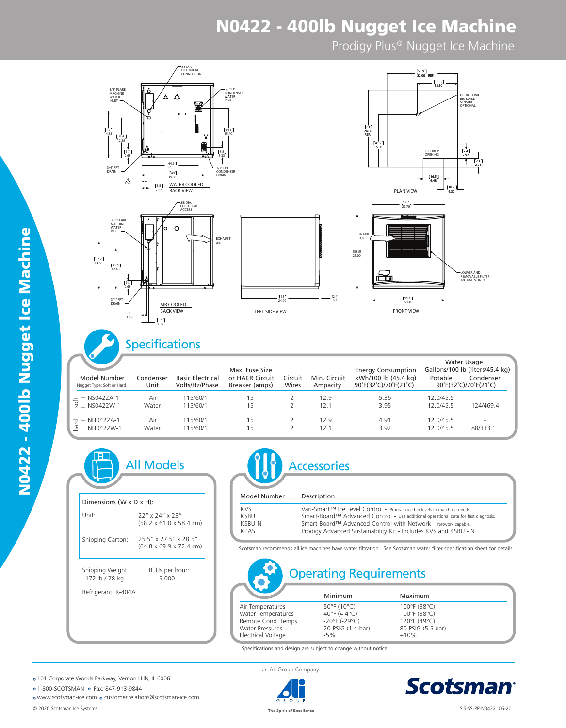# N0422 - 400lb Nugget Ice Machine

Prodigy Plus® Nugget Ice Machine

WATER COOLED BACK VIEW

.88 DIA. ELECTRICAL CONNECTION

3/8" FLARE MACHINE WATER INLET

3/8" FPT CONDENSER WATER INLET

[37] 14.55

[31.4] 12.35

[6.7] 2.63

[39.1] 15.40

[8.5] 3.33

3/4" FPT DRAIN

[44.6] 17.55

[49] 19.31

1/2" FPT CONDENSER DRAIN

[4] 1.59

[5.5] 2.17

PLAN VIEW

[55.9] 22.00 REF.

[31.8] 12.50

ULTRA SONIC BIN LEVEL SENSOR OPTIONAL

[61] 24.00 REF.

[41.9] 16.50

ICE DROP OPENING

[7.4] 2.92

[7.1] 2.81

[16.5] 6.48

[10.9] 4.30

AIR COOLED BACK VIEW

.88 DIA. ELECTRICAL ACCESS

3/8" FLARE MACHINE WATER INLET

EXHAUST AIR

[37.2] 14.65

[31.5] 12.40

[6.8] 2.68

3/4" FPT DRAIN

[4] 1.59

[5.5] 2.17

LEFT SIDE VIEW

[61] 24.00

[2.4] .92

FRONT VIEW

[57.7] 22.70

INTAKE AIR

[58.5] 23.00

LOUVER AND REMOVABLE FILTER A/C UNITS ONLY

[55.9] 22.00

## Specifications

| | Model Number (Nugget Type: Soft or Hard) | Condenser Unit | Basic Electrical Volts/Hz/Phase | Max. Fuse Size or HACR Circuit Breaker (amps) | Circuit Wires | Min. Circuit Ampacity | Energy Consumption kWh/100 lb (45.4 kg) 90˚F(32˚C)/70˚F(21˚C) | Water Usage Gallons/100 lb (liters/45.4 kg) Potable 90˚F(32˚C)/70˚F(21˚C) | Water Usage Condenser 90˚F(32˚C)/70˚F(21˚C) |
|---|---|---|---|---|---|---|---|---|---|
| soft | NS0422A-1 | Air | 115/60/1 | 15 | 2 | 12.9 | 5.36 | 12.0/45.5 | - |
| soft | NS0422W-1 | Water | 115/60/1 | 15 | 2 | 12.1 | 3.95 | 12.0/45.5 | 124/469.4 |
| hard | NH0422A-1 | Air | 115/60/1 | 15 | 2 | 12.9 | 4.91 | 12.0/45.5 | - |
| hard | NH0422W-1 | Water | 115/60/1 | 15 | 2 | 12.1 | 3.92 | 12.0/45.5 | 88/333.1 |

## All Models

| Dimensions (W x D x H): | |
|---|---|
| Unit: | 22" x 24" x 23" (58.2 x 61.0 x 58.4 cm) |
| Shipping Carton: | 25.5" x 27.5" x 28.5" (64.8 x 69.9 x 72.4 cm) |

Shipping Weight: 172 lb / 78 kg

BTUs per hour: 5,000

Refrigerant: R-404A

## Accessories

| Model Number | Description |
|---|---|
| KVS | Vari-Smart™ Ice Level Control - Program ice bin levels to match ice needs. |
| KSBU | Smart-Board™ Advanced Control - Use additional operational data for fast diagnosis. |
| KSBU-N | Smart-Board™ Advanced Control with Network - Network capable. |
| KPAS | Prodigy Advanced Sustainability Kit - Includes KVS and KSBU - N |

Scotsman recommends all ice machines have water filtration. See Scotsman water filter specification sheet for details.

## Operating Requirements

| | Minimum | Maximum |
|---|---|---|
| Air Temperatures | 50°F (10°C) | 100°F (38°C) |
| Water Temperatures | 40°F (4.4°C) | 100°F (38°C) |
| Remote Cond. Temps | -20°F (-29°C) | 120°F (49°C) |
| Water Pressures | 20 PSIG (1.4 bar) | 80 PSIG (5.5 bar) |
| Electrical Voltage | -5% | +10% |

Specifications and design are subject to change without notice.

101 Corporate Woods Parkway, Vernon Hills, IL 60061
1-800-SCOTSMAN • Fax: 847-913-9844
www.scotsman-ice.com • customer.relations@scotsman-ice.com

© 2020 Scotsman Ice Systems.

an Ali Group Company

The Spirit of Excellence

Scotsman

SIS-SS-PP-N0422 06-20